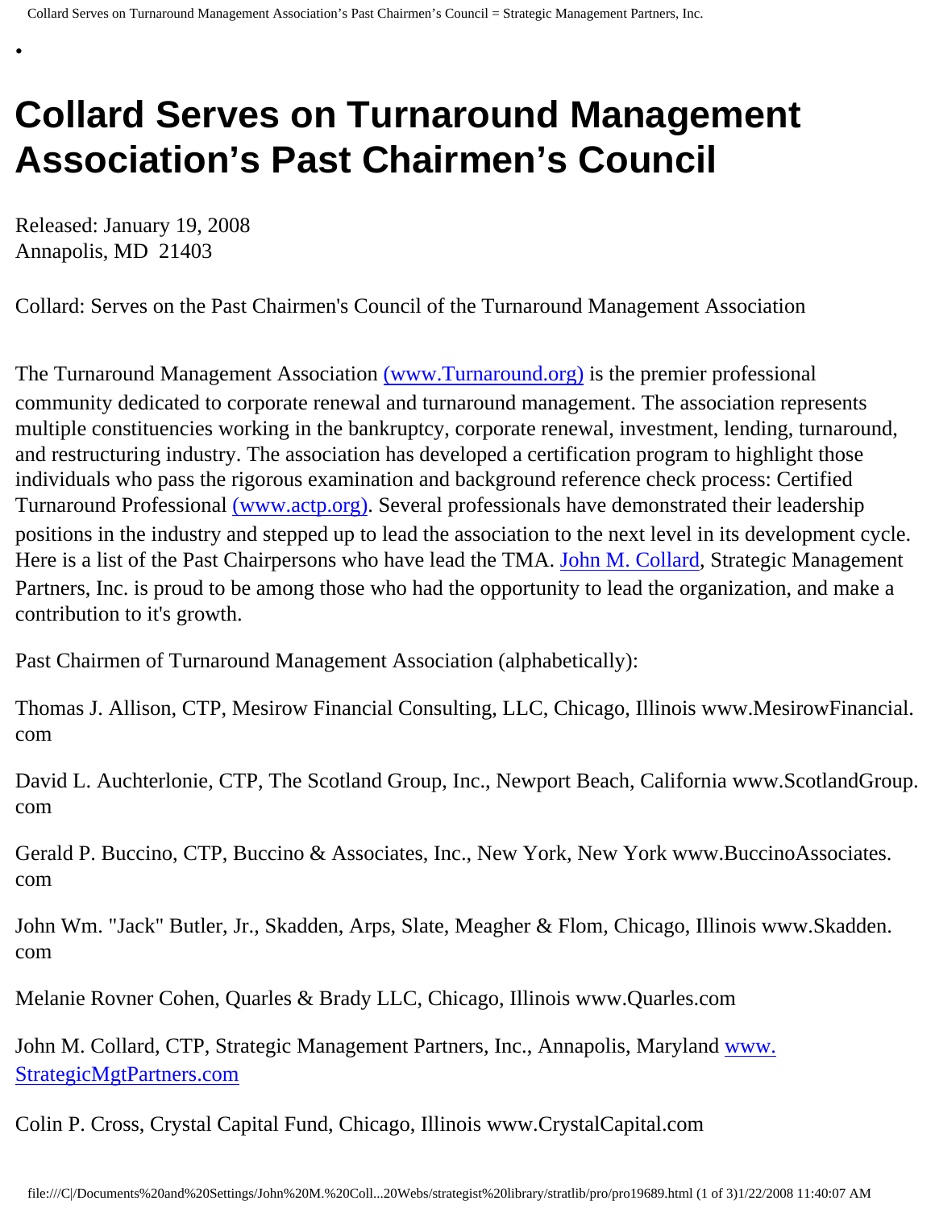# Collard Serves on Turnaround Management Association's Past Chairmen's Council

Released: January 19, 2008
Annapolis, MD  21403

Collard: Serves on the Past Chairmen's Council of the Turnaround Management Association

The Turnaround Management Association (www.Turnaround.org) is the premier professional community dedicated to corporate renewal and turnaround management. The association represents multiple constituencies working in the bankruptcy, corporate renewal, investment, lending, turnaround, and restructuring industry. The association has developed a certification program to highlight those individuals who pass the rigorous examination and background reference check process: Certified Turnaround Professional (www.actp.org). Several professionals have demonstrated their leadership positions in the industry and stepped up to lead the association to the next level in its development cycle. Here is a list of the Past Chairpersons who have lead the TMA. John M. Collard, Strategic Management Partners, Inc. is proud to be among those who had the opportunity to lead the organization, and make a contribution to it's growth.

Past Chairmen of Turnaround Management Association (alphabetically):

Thomas J. Allison, CTP, Mesirow Financial Consulting, LLC, Chicago, Illinois www.MesirowFinancial.com

David L. Auchterlonie, CTP, The Scotland Group, Inc., Newport Beach, California www.ScotlandGroup.com

Gerald P. Buccino, CTP, Buccino & Associates, Inc., New York, New York www.BuccinoAssociates.com

John Wm. "Jack" Butler, Jr., Skadden, Arps, Slate, Meagher & Flom, Chicago, Illinois www.Skadden.com

Melanie Rovner Cohen, Quarles & Brady LLC, Chicago, Illinois www.Quarles.com

John M. Collard, CTP, Strategic Management Partners, Inc., Annapolis, Maryland www.StrategicMgtPartners.com

Colin P. Cross, Crystal Capital Fund, Chicago, Illinois www.CrystalCapital.com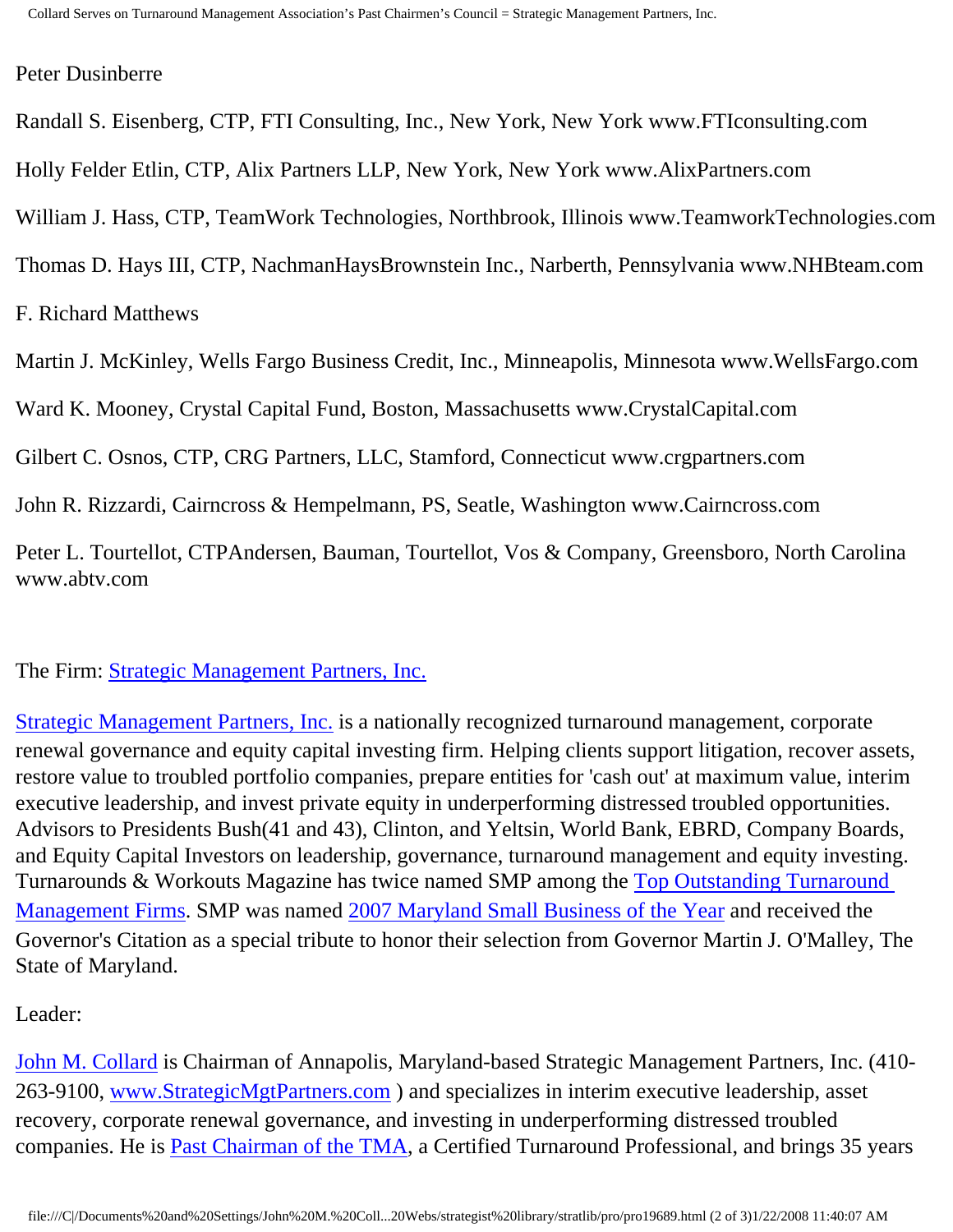Peter Dusinberre

Randall S. Eisenberg, CTP, FTI Consulting, Inc., New York, New York www.FTIconsulting.com

Holly Felder Etlin, CTP, Alix Partners LLP, New York, New York www.AlixPartners.com

William J. Hass, CTP, TeamWork Technologies, Northbrook, Illinois www.TeamworkTechnologies.com

Thomas D. Hays III, CTP, NachmanHaysBrownstein Inc., Narberth, Pennsylvania www.NHBteam.com

F. Richard Matthews

Martin J. McKinley, Wells Fargo Business Credit, Inc., Minneapolis, Minnesota www.WellsFargo.com

Ward K. Mooney, Crystal Capital Fund, Boston, Massachusetts www.CrystalCapital.com

Gilbert C. Osnos, CTP, CRG Partners, LLC, Stamford, Connecticut www.crgpartners.com

John R. Rizzardi, Cairncross & Hempelmann, PS, Seatle, Washington www.Cairncross.com

Peter L. Tourtellot, CTPAndersen, Bauman, Tourtellot, Vos & Company, Greensboro, North Carolina www.abtv.com

The Firm: [Strategic Management Partners, Inc.]

[Strategic Management Partners, Inc.] is a nationally recognized turnaround management, corporate renewal governance and equity capital investing firm. Helping clients support litigation, recover assets, restore value to troubled portfolio companies, prepare entities for 'cash out' at maximum value, interim executive leadership, and invest private equity in underperforming distressed troubled opportunities. Advisors to Presidents Bush(41 and 43), Clinton, and Yeltsin, World Bank, EBRD, Company Boards, and Equity Capital Investors on leadership, governance, turnaround management and equity investing. Turnarounds & Workouts Magazine has twice named SMP among the [Top Outstanding Turnaround Management Firms]. SMP was named [2007 Maryland Small Business of the Year] and received the Governor's Citation as a special tribute to honor their selection from Governor Martin J. O'Malley, The State of Maryland.

Leader:

[John M. Collard] is Chairman of Annapolis, Maryland-based Strategic Management Partners, Inc. (410-263-9100, [www.StrategicMgtPartners.com] ) and specializes in interim executive leadership, asset recovery, corporate renewal governance, and investing in underperforming distressed troubled companies. He is [Past Chairman of the TMA], a Certified Turnaround Professional, and brings 35 years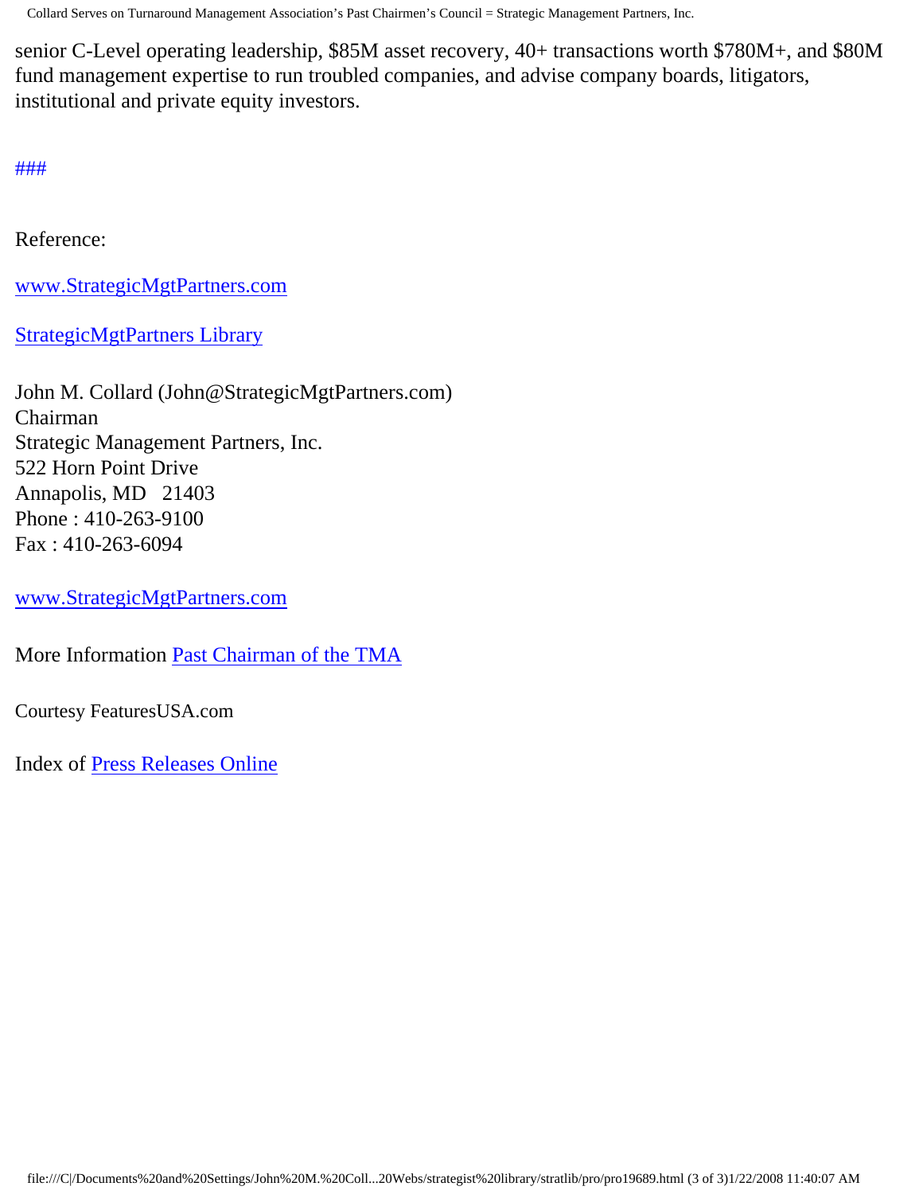senior C-Level operating leadership, $85M asset recovery, 40+ transactions worth $780M+, and $80M fund management expertise to run troubled companies, and advise company boards, litigators, institutional and private equity investors.

###

Reference:

www.StrategicMgtPartners.com

StrategicMgtPartners Library

John M. Collard (John@StrategicMgtPartners.com)
Chairman
Strategic Management Partners, Inc.
522 Horn Point Drive
Annapolis, MD 21403
Phone : 410-263-9100
Fax : 410-263-6094

www.StrategicMgtPartners.com

More Information Past Chairman of the TMA

Courtesy FeaturesUSA.com

Index of Press Releases Online